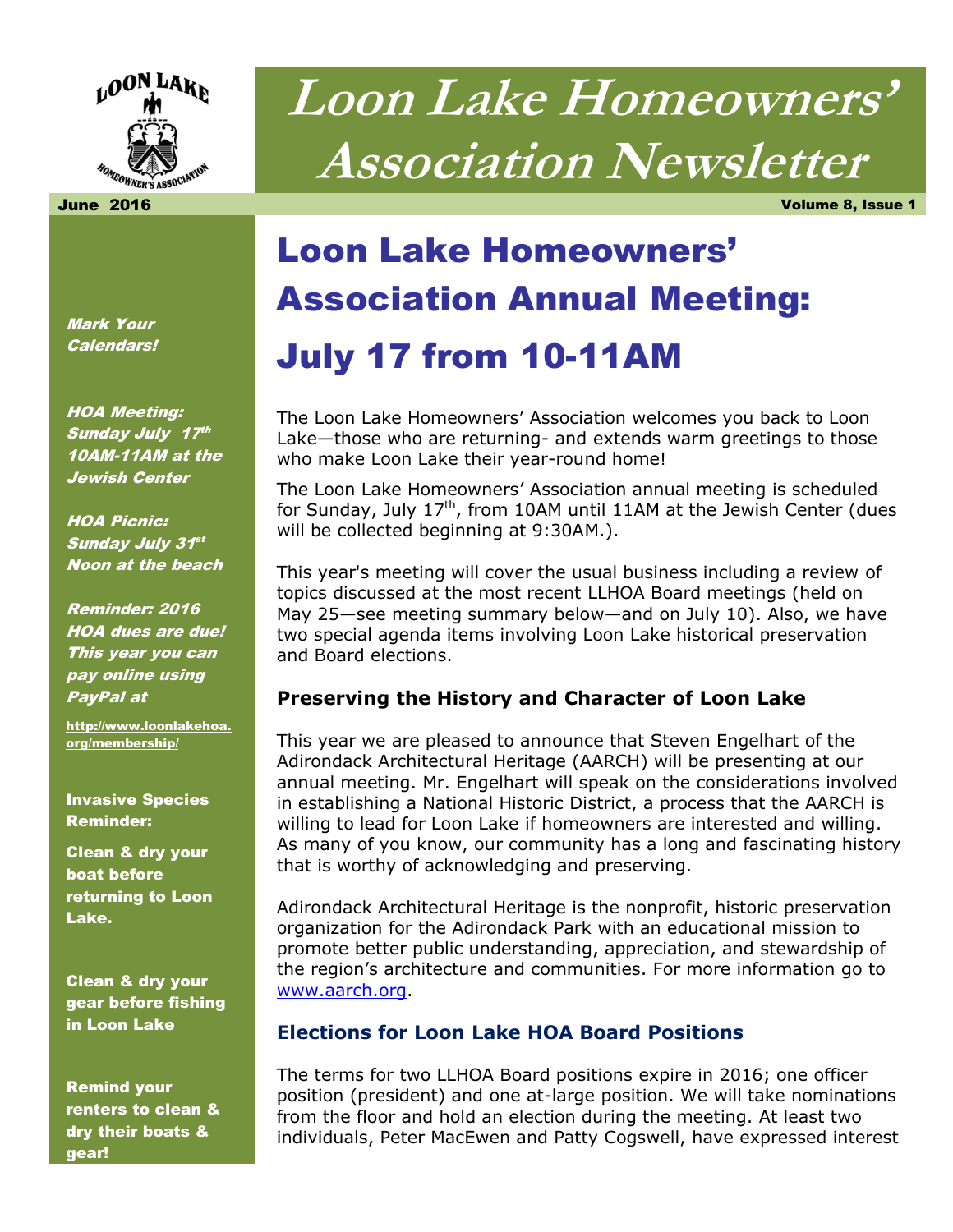# Loon Lake Homeowners' Association Newsletter

June 2016 — Volume 8, Issue 1

***Mark Your Calendars!***

***HOA Meeting: Sunday July 17th 10AM-11AM at the Jewish Center***

***HOA Picnic: Sunday July 31st Noon at the beach***

***Reminder: 2016 HOA dues are due! This year you can pay online using PayPal at***

http://www.loonlakehoa.org/membership/

**Invasive Species Reminder:**

**Clean & dry your boat before returning to Loon Lake.**

**Clean & dry your gear before fishing in Loon Lake**

**Remind your renters to clean & dry their boats & gear!**

## Loon Lake Homeowners' Association Annual Meeting: July 17 from 10-11AM

The Loon Lake Homeowners' Association welcomes you back to Loon Lake—those who are returning- and extends warm greetings to those who make Loon Lake their year-round home!

The Loon Lake Homeowners' Association annual meeting is scheduled for Sunday, July 17th, from 10AM until 11AM at the Jewish Center (dues will be collected beginning at 9:30AM.).

This year's meeting will cover the usual business including a review of topics discussed at the most recent LLHOA Board meetings (held on May 25—see meeting summary below—and on July 10). Also, we have two special agenda items involving Loon Lake historical preservation and Board elections.

### Preserving the History and Character of Loon Lake

This year we are pleased to announce that Steven Engelhart of the Adirondack Architectural Heritage (AARCH) will be presenting at our annual meeting. Mr. Engelhart will speak on the considerations involved in establishing a National Historic District, a process that the AARCH is willing to lead for Loon Lake if homeowners are interested and willing. As many of you know, our community has a long and fascinating history that is worthy of acknowledging and preserving.

Adirondack Architectural Heritage is the nonprofit, historic preservation organization for the Adirondack Park with an educational mission to promote better public understanding, appreciation, and stewardship of the region's architecture and communities. For more information go to www.aarch.org.

### Elections for Loon Lake HOA Board Positions

The terms for two LLHOA Board positions expire in 2016; one officer position (president) and one at-large position. We will take nominations from the floor and hold an election during the meeting. At least two individuals, Peter MacEwen and Patty Cogswell, have expressed interest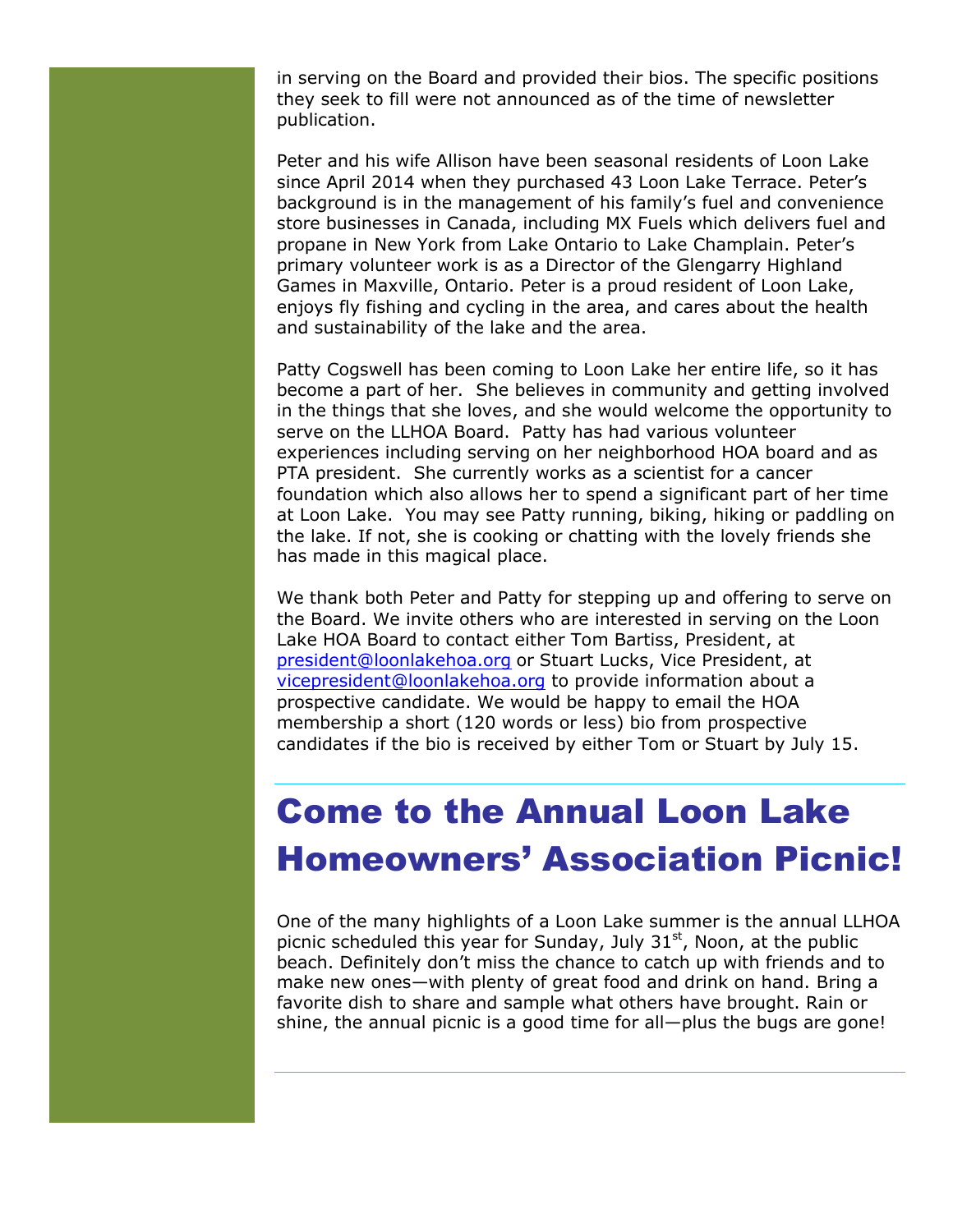in serving on the Board and provided their bios. The specific positions they seek to fill were not announced as of the time of newsletter publication.

Peter and his wife Allison have been seasonal residents of Loon Lake since April 2014 when they purchased 43 Loon Lake Terrace. Peter's background is in the management of his family's fuel and convenience store businesses in Canada, including MX Fuels which delivers fuel and propane in New York from Lake Ontario to Lake Champlain. Peter's primary volunteer work is as a Director of the Glengarry Highland Games in Maxville, Ontario. Peter is a proud resident of Loon Lake, enjoys fly fishing and cycling in the area, and cares about the health and sustainability of the lake and the area.

Patty Cogswell has been coming to Loon Lake her entire life, so it has become a part of her. She believes in community and getting involved in the things that she loves, and she would welcome the opportunity to serve on the LLHOA Board. Patty has had various volunteer experiences including serving on her neighborhood HOA board and as PTA president. She currently works as a scientist for a cancer foundation which also allows her to spend a significant part of her time at Loon Lake. You may see Patty running, biking, hiking or paddling on the lake. If not, she is cooking or chatting with the lovely friends she has made in this magical place.

We thank both Peter and Patty for stepping up and offering to serve on the Board. We invite others who are interested in serving on the Loon Lake HOA Board to contact either Tom Bartiss, President, at president@loonlakehoa.org or Stuart Lucks, Vice President, at vicepresident@loonlakehoa.org to provide information about a prospective candidate. We would be happy to email the HOA membership a short (120 words or less) bio from prospective candidates if the bio is received by either Tom or Stuart by July 15.

# Come to the Annual Loon Lake Homeowners' Association Picnic!

One of the many highlights of a Loon Lake summer is the annual LLHOA picnic scheduled this year for Sunday, July 31st, Noon, at the public beach. Definitely don't miss the chance to catch up with friends and to make new ones—with plenty of great food and drink on hand. Bring a favorite dish to share and sample what others have brought. Rain or shine, the annual picnic is a good time for all—plus the bugs are gone!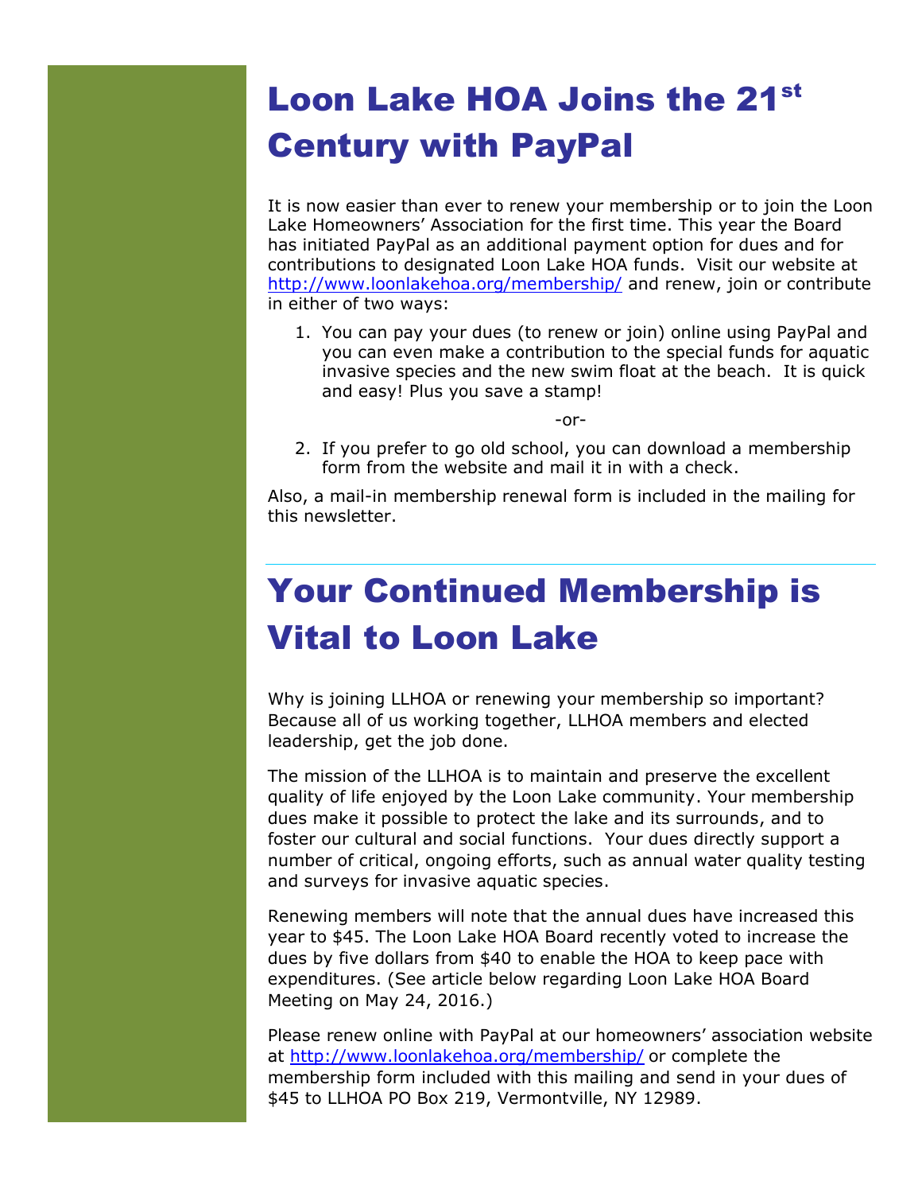# Loon Lake HOA Joins the 21st Century with PayPal

It is now easier than ever to renew your membership or to join the Loon Lake Homeowners' Association for the first time. This year the Board has initiated PayPal as an additional payment option for dues and for contributions to designated Loon Lake HOA funds. Visit our website at http://www.loonlakehoa.org/membership/ and renew, join or contribute in either of two ways:

1. You can pay your dues (to renew or join) online using PayPal and you can even make a contribution to the special funds for aquatic invasive species and the new swim float at the beach. It is quick and easy! Plus you save a stamp!

   -or-

2. If you prefer to go old school, you can download a membership form from the website and mail it in with a check.

Also, a mail-in membership renewal form is included in the mailing for this newsletter.

---

# Your Continued Membership is Vital to Loon Lake

Why is joining LLHOA or renewing your membership so important? Because all of us working together, LLHOA members and elected leadership, get the job done.

The mission of the LLHOA is to maintain and preserve the excellent quality of life enjoyed by the Loon Lake community. Your membership dues make it possible to protect the lake and its surrounds, and to foster our cultural and social functions. Your dues directly support a number of critical, ongoing efforts, such as annual water quality testing and surveys for invasive aquatic species.

Renewing members will note that the annual dues have increased this year to $45. The Loon Lake HOA Board recently voted to increase the dues by five dollars from $40 to enable the HOA to keep pace with expenditures. (See article below regarding Loon Lake HOA Board Meeting on May 24, 2016.)

Please renew online with PayPal at our homeowners' association website at http://www.loonlakehoa.org/membership/ or complete the membership form included with this mailing and send in your dues of $45 to LLHOA PO Box 219, Vermontville, NY 12989.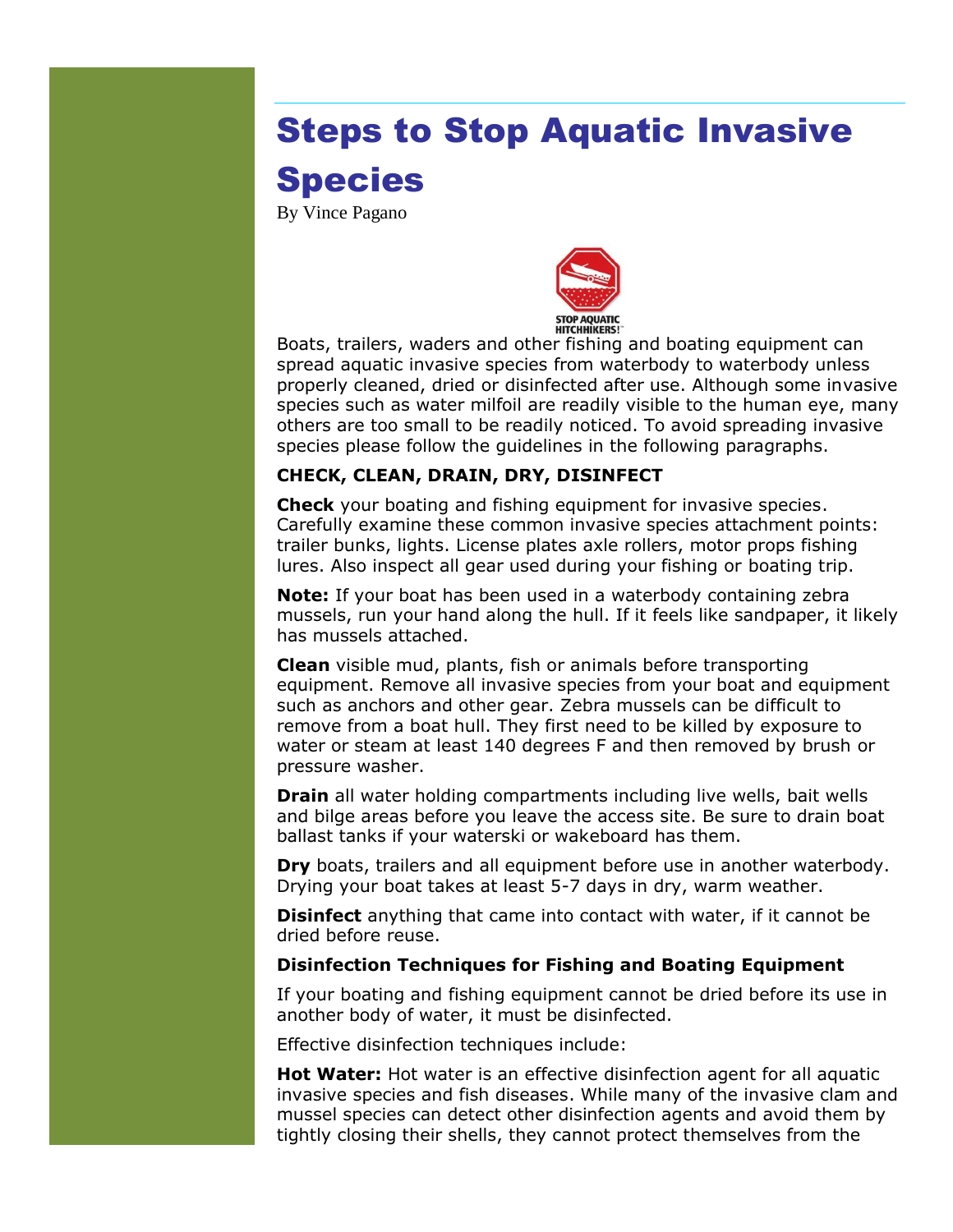# Steps to Stop Aquatic Invasive Species

By Vince Pagano

STOP AQUATIC HITCHHIKERS!™

Boats, trailers, waders and other fishing and boating equipment can spread aquatic invasive species from waterbody to waterbody unless properly cleaned, dried or disinfected after use. Although some invasive species such as water milfoil are readily visible to the human eye, many others are too small to be readily noticed. To avoid spreading invasive species please follow the guidelines in the following paragraphs.

**CHECK, CLEAN, DRAIN, DRY, DISINFECT**

**Check** your boating and fishing equipment for invasive species. Carefully examine these common invasive species attachment points: trailer bunks, lights. License plates axle rollers, motor props fishing lures. Also inspect all gear used during your fishing or boating trip.

**Note:** If your boat has been used in a waterbody containing zebra mussels, run your hand along the hull. If it feels like sandpaper, it likely has mussels attached.

**Clean** visible mud, plants, fish or animals before transporting equipment. Remove all invasive species from your boat and equipment such as anchors and other gear. Zebra mussels can be difficult to remove from a boat hull. They first need to be killed by exposure to water or steam at least 140 degrees F and then removed by brush or pressure washer.

**Drain** all water holding compartments including live wells, bait wells and bilge areas before you leave the access site. Be sure to drain boat ballast tanks if your waterski or wakeboard has them.

**Dry** boats, trailers and all equipment before use in another waterbody. Drying your boat takes at least 5-7 days in dry, warm weather.

**Disinfect** anything that came into contact with water, if it cannot be dried before reuse.

**Disinfection Techniques for Fishing and Boating Equipment**

If your boating and fishing equipment cannot be dried before its use in another body of water, it must be disinfected.

Effective disinfection techniques include:

**Hot Water:** Hot water is an effective disinfection agent for all aquatic invasive species and fish diseases. While many of the invasive clam and mussel species can detect other disinfection agents and avoid them by tightly closing their shells, they cannot protect themselves from the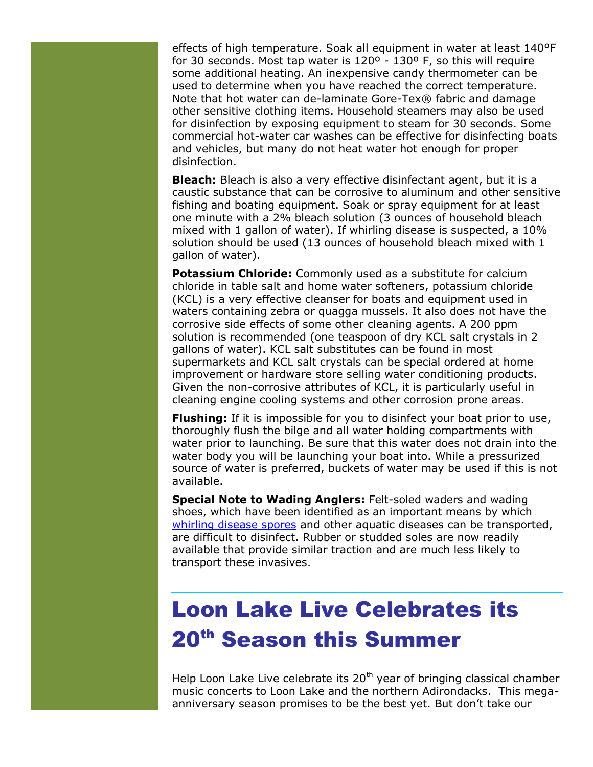effects of high temperature. Soak all equipment in water at least 140°F for 30 seconds. Most tap water is 120º - 130º F, so this will require some additional heating. An inexpensive candy thermometer can be used to determine when you have reached the correct temperature. Note that hot water can de-laminate Gore-Tex® fabric and damage other sensitive clothing items. Household steamers may also be used for disinfection by exposing equipment to steam for 30 seconds. Some commercial hot-water car washes can be effective for disinfecting boats and vehicles, but many do not heat water hot enough for proper disinfection.

**Bleach:** Bleach is also a very effective disinfectant agent, but it is a caustic substance that can be corrosive to aluminum and other sensitive fishing and boating equipment. Soak or spray equipment for at least one minute with a 2% bleach solution (3 ounces of household bleach mixed with 1 gallon of water). If whirling disease is suspected, a 10% solution should be used (13 ounces of household bleach mixed with 1 gallon of water).

**Potassium Chloride:** Commonly used as a substitute for calcium chloride in table salt and home water softeners, potassium chloride (KCL) is a very effective cleanser for boats and equipment used in waters containing zebra or quagga mussels. It also does not have the corrosive side effects of some other cleaning agents. A 200 ppm solution is recommended (one teaspoon of dry KCL salt crystals in 2 gallons of water). KCL salt substitutes can be found in most supermarkets and KCL salt crystals can be special ordered at home improvement or hardware store selling water conditioning products. Given the non-corrosive attributes of KCL, it is particularly useful in cleaning engine cooling systems and other corrosion prone areas.

**Flushing:** If it is impossible for you to disinfect your boat prior to use, thoroughly flush the bilge and all water holding compartments with water prior to launching. Be sure that this water does not drain into the water body you will be launching your boat into. While a pressurized source of water is preferred, buckets of water may be used if this is not available.

**Special Note to Wading Anglers:** Felt-soled waders and wading shoes, which have been identified as an important means by which whirling disease spores and other aquatic diseases can be transported, are difficult to disinfect. Rubber or studded soles are now readily available that provide similar traction and are much less likely to transport these invasives.

# Loon Lake Live Celebrates its 20th Season this Summer

Help Loon Lake Live celebrate its 20th year of bringing classical chamber music concerts to Loon Lake and the northern Adirondacks. This mega-anniversary season promises to be the best yet. But don't take our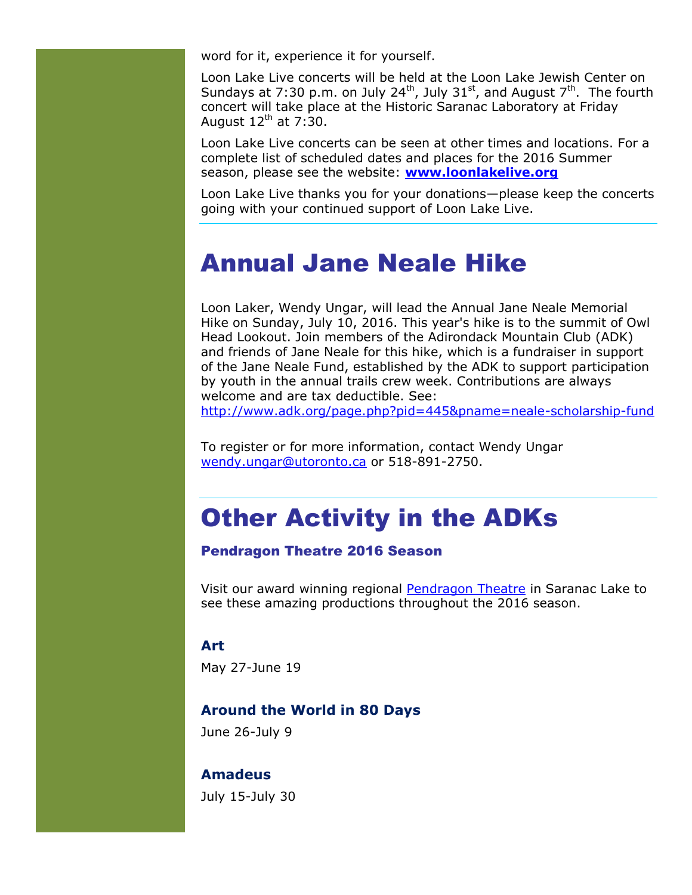word for it, experience it for yourself.

Loon Lake Live concerts will be held at the Loon Lake Jewish Center on Sundays at 7:30 p.m. on July 24th, July 31st, and August 7th. The fourth concert will take place at the Historic Saranac Laboratory at Friday August 12th at 7:30.

Loon Lake Live concerts can be seen at other times and locations. For a complete list of scheduled dates and places for the 2016 Summer season, please see the website: **[www.loonlakelive.org](http://www.loonlakelive.org)**

Loon Lake Live thanks you for your donations—please keep the concerts going with your continued support of Loon Lake Live.

---

# Annual Jane Neale Hike

Loon Laker, Wendy Ungar, will lead the Annual Jane Neale Memorial Hike on Sunday, July 10, 2016. This year's hike is to the summit of Owl Head Lookout. Join members of the Adirondack Mountain Club (ADK) and friends of Jane Neale for this hike, which is a fundraiser in support of the Jane Neale Fund, established by the ADK to support participation by youth in the annual trails crew week. Contributions are always welcome and are tax deductible. See: [http://www.adk.org/page.php?pid=445&pname=neale-scholarship-fund](http://www.adk.org/page.php?pid=445&pname=neale-scholarship-fund)

To register or for more information, contact Wendy Ungar [wendy.ungar@utoronto.ca](mailto:wendy.ungar@utoronto.ca) or 518-891-2750.

---

# Other Activity in the ADKs

## Pendragon Theatre 2016 Season

Visit our award winning regional Pendragon Theatre in Saranac Lake to see these amazing productions throughout the 2016 season.

### Art

May 27-June 19

### Around the World in 80 Days

June 26-July 9

### Amadeus

July 15-July 30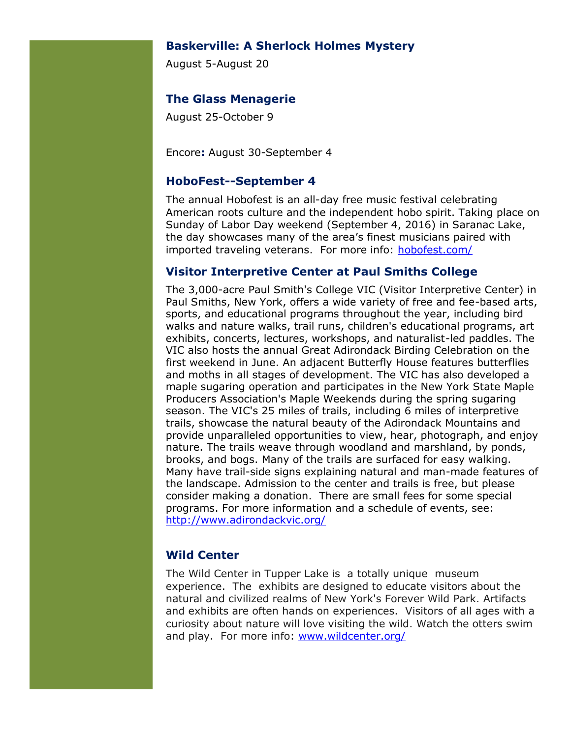### Baskerville: A Sherlock Holmes Mystery

August 5-August 20

### The Glass Menagerie

August 25-October 9

Encore**:** August 30-September 4

### HoboFest--September 4

The annual Hobofest is an all-day free music festival celebrating American roots culture and the independent hobo spirit. Taking place on Sunday of Labor Day weekend (September 4, 2016) in Saranac Lake, the day showcases many of the area's finest musicians paired with imported traveling veterans. For more info: [hobofest.com/](hobofest.com/)

### Visitor Interpretive Center at Paul Smiths College

The 3,000-acre Paul Smith's College VIC (Visitor Interpretive Center) in Paul Smiths, New York, offers a wide variety of free and fee-based arts, sports, and educational programs throughout the year, including bird walks and nature walks, trail runs, children's educational programs, art exhibits, concerts, lectures, workshops, and naturalist-led paddles. The VIC also hosts the annual Great Adirondack Birding Celebration on the first weekend in June. An adjacent Butterfly House features butterflies and moths in all stages of development. The VIC has also developed a maple sugaring operation and participates in the New York State Maple Producers Association's Maple Weekends during the spring sugaring season. The VIC's 25 miles of trails, including 6 miles of interpretive trails, showcase the natural beauty of the Adirondack Mountains and provide unparalleled opportunities to view, hear, photograph, and enjoy nature. The trails weave through woodland and marshland, by ponds, brooks, and bogs. Many of the trails are surfaced for easy walking. Many have trail-side signs explaining natural and man-made features of the landscape. Admission to the center and trails is free, but please consider making a donation. There are small fees for some special programs. For more information and a schedule of events, see: [http://www.adirondackvic.org/](http://www.adirondackvic.org/)

### Wild Center

The Wild Center in Tupper Lake is a totally unique museum experience. The exhibits are designed to educate visitors about the natural and civilized realms of New York's Forever Wild Park. Artifacts and exhibits are often hands on experiences. Visitors of all ages with a curiosity about nature will love visiting the wild. Watch the otters swim and play. For more info: [www.wildcenter.org/](www.wildcenter.org/)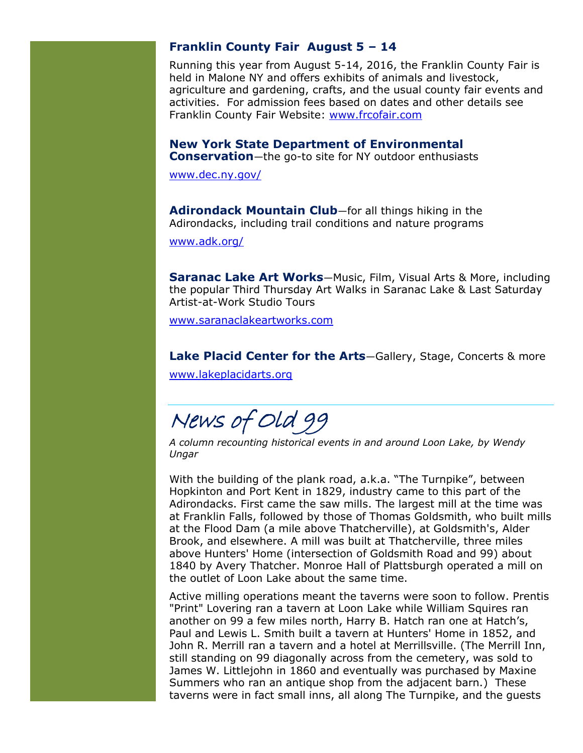### Franklin County Fair  August 5 – 14

Running this year from August 5-14, 2016, the Franklin County Fair is held in Malone NY and offers exhibits of animals and livestock, agriculture and gardening, crafts, and the usual county fair events and activities.  For admission fees based on dates and other details see Franklin County Fair Website: www.frcofair.com

**New York State Department of Environmental Conservation**—the go-to site for NY outdoor enthusiasts

www.dec.ny.gov/

**Adirondack Mountain Club**—for all things hiking in the Adirondacks, including trail conditions and nature programs

www.adk.org/

**Saranac Lake Art Works**—Music, Film, Visual Arts & More, including the popular Third Thursday Art Walks in Saranac Lake & Last Saturday Artist-at-Work Studio Tours

www.saranaclakeartworks.com

**Lake Placid Center for the Arts**—Gallery, Stage, Concerts & more

www.lakeplacidarts.org

---

## News of Old 99

*A column recounting historical events in and around Loon Lake, by Wendy Ungar*

With the building of the plank road, a.k.a. "The Turnpike", between Hopkinton and Port Kent in 1829, industry came to this part of the Adirondacks. First came the saw mills. The largest mill at the time was at Franklin Falls, followed by those of Thomas Goldsmith, who built mills at the Flood Dam (a mile above Thatcherville), at Goldsmith's, Alder Brook, and elsewhere. A mill was built at Thatcherville, three miles above Hunters' Home (intersection of Goldsmith Road and 99) about 1840 by Avery Thatcher. Monroe Hall of Plattsburgh operated a mill on the outlet of Loon Lake about the same time.

Active milling operations meant the taverns were soon to follow. Prentis "Print" Lovering ran a tavern at Loon Lake while William Squires ran another on 99 a few miles north, Harry B. Hatch ran one at Hatch's, Paul and Lewis L. Smith built a tavern at Hunters' Home in 1852, and John R. Merrill ran a tavern and a hotel at Merrillsville. (The Merrill Inn, still standing on 99 diagonally across from the cemetery, was sold to James W. Littlejohn in 1860 and eventually was purchased by Maxine Summers who ran an antique shop from the adjacent barn.)  These taverns were in fact small inns, all along The Turnpike, and the guests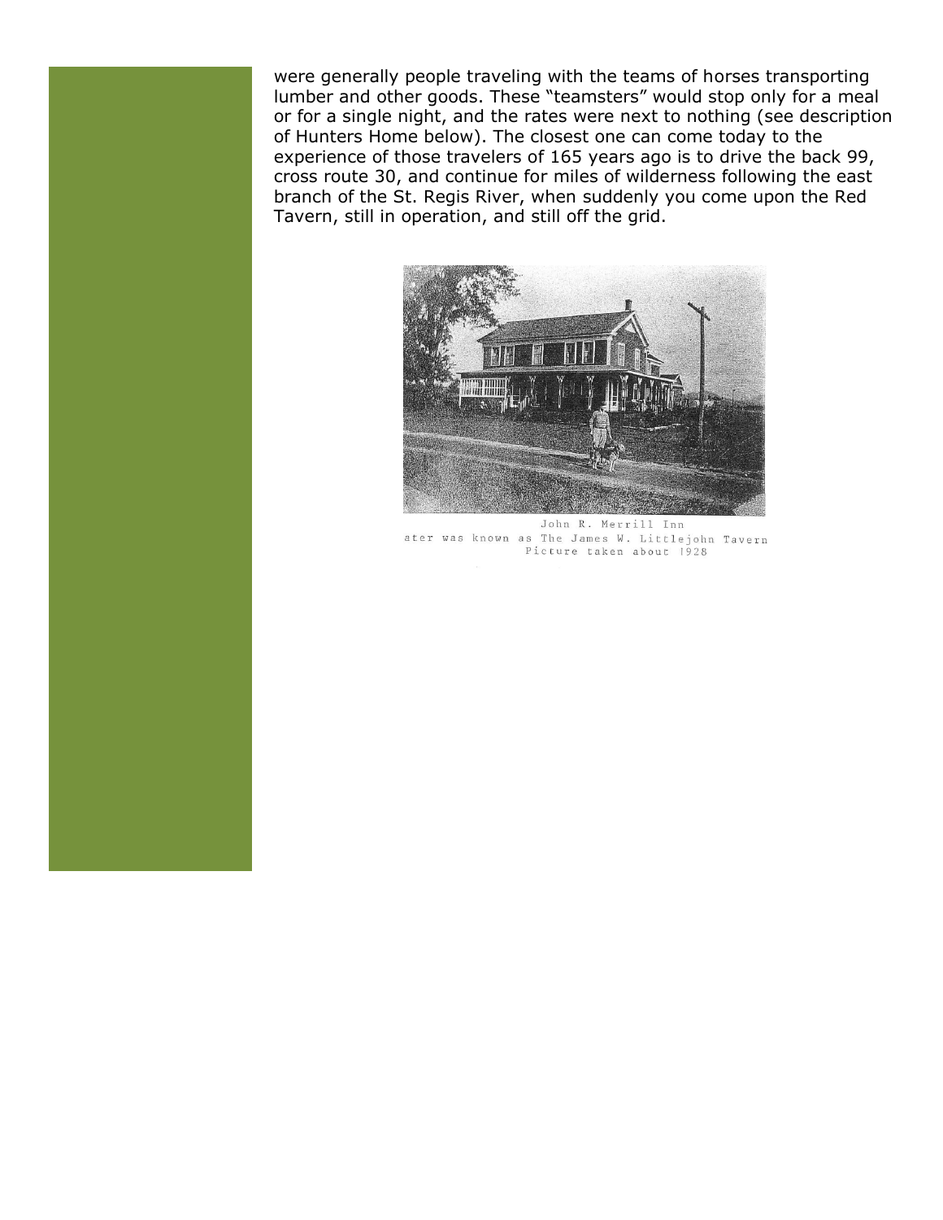were generally people traveling with the teams of horses transporting lumber and other goods. These "teamsters" would stop only for a meal or for a single night, and the rates were next to nothing (see description of Hunters Home below). The closest one can come today to the experience of those travelers of 165 years ago is to drive the back 99, cross route 30, and continue for miles of wilderness following the east branch of the St. Regis River, when suddenly you come upon the Red Tavern, still in operation, and still off the grid.

John R. Merrill Inn
ater was known as The James W. Littlejohn Tavern
Picture taken about 1928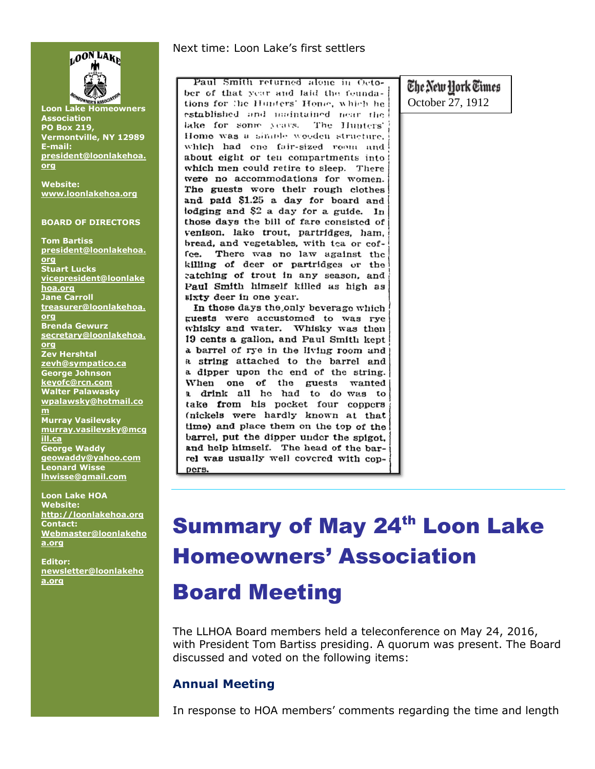Next time: Loon Lake's first settlers

Paul Smith returned alone in October of that year and laid the foundations for the Hunters' Home, which he established and maintained near the lake for some years. The Hunters' Home was a simple wooden structure, which had one fair-sized room and about eight or ten compartments into which men could retire to sleep. There were no accommodations for women. The guests wore their rough clothes and paid $1.25 a day for board and lodging and $2 a day for a guide. In those days the bill of fare consisted of venison, lake trout, partridges, ham, bread, and vegetables, with tea or coffee. There was no law against the killing of deer or partridges or the catching of trout in any season, and Paul Smith himself killed as high as sixty deer in one year.

In those days the only beverage which guests were accustomed to was rye whisky and water. Whisky was then 19 cents a gallon, and Paul Smith kept a barrel of rye in the living room and a string attached to the barrel and a dipper upon the end of the string. When one of the guests wanted a drink all he had to do was to take from his pocket four coppers (nickels were hardly known at that time) and place them on the top of the barrel, put the dipper under the spigot, and help himself. The head of the barrel was usually well covered with coppers.

The New York Times
October 27, 1912

Loon Lake Homeowners Association
PO Box 219,
Vermontville, NY 12989
E-mail: president@loonlakehoa.org

Website: www.loonlakehoa.org

**BOARD OF DIRECTORS**

Tom Bartiss
president@loonlakehoa.org
Stuart Lucks
vicepresident@loonlakehoa.org
Jane Carroll
treasurer@loonlakehoa.org
Brenda Gewurz
secretary@loonlakehoa.org
Zev Hershtal
zevh@sympatico.ca
George Johnson
keyofc@rcn.com
Walter Palawasky
wpalawsky@hotmail.com
Murray Vasilevsky
murray.vasilevsky@mcgill.ca
George Waddy
geowaddy@yahoo.com
Leonard Wisse
lhwisse@gmail.com

Loon Lake HOA Website: http://loonlakehoa.org
Contact: Webmaster@loonlakehoa.org

Editor: newsletter@loonlakehoa.org

# Summary of May 24th Loon Lake Homeowners' Association Board Meeting

The LLHOA Board members held a teleconference on May 24, 2016, with President Tom Bartiss presiding. A quorum was present. The Board discussed and voted on the following items:

## Annual Meeting

In response to HOA members' comments regarding the time and length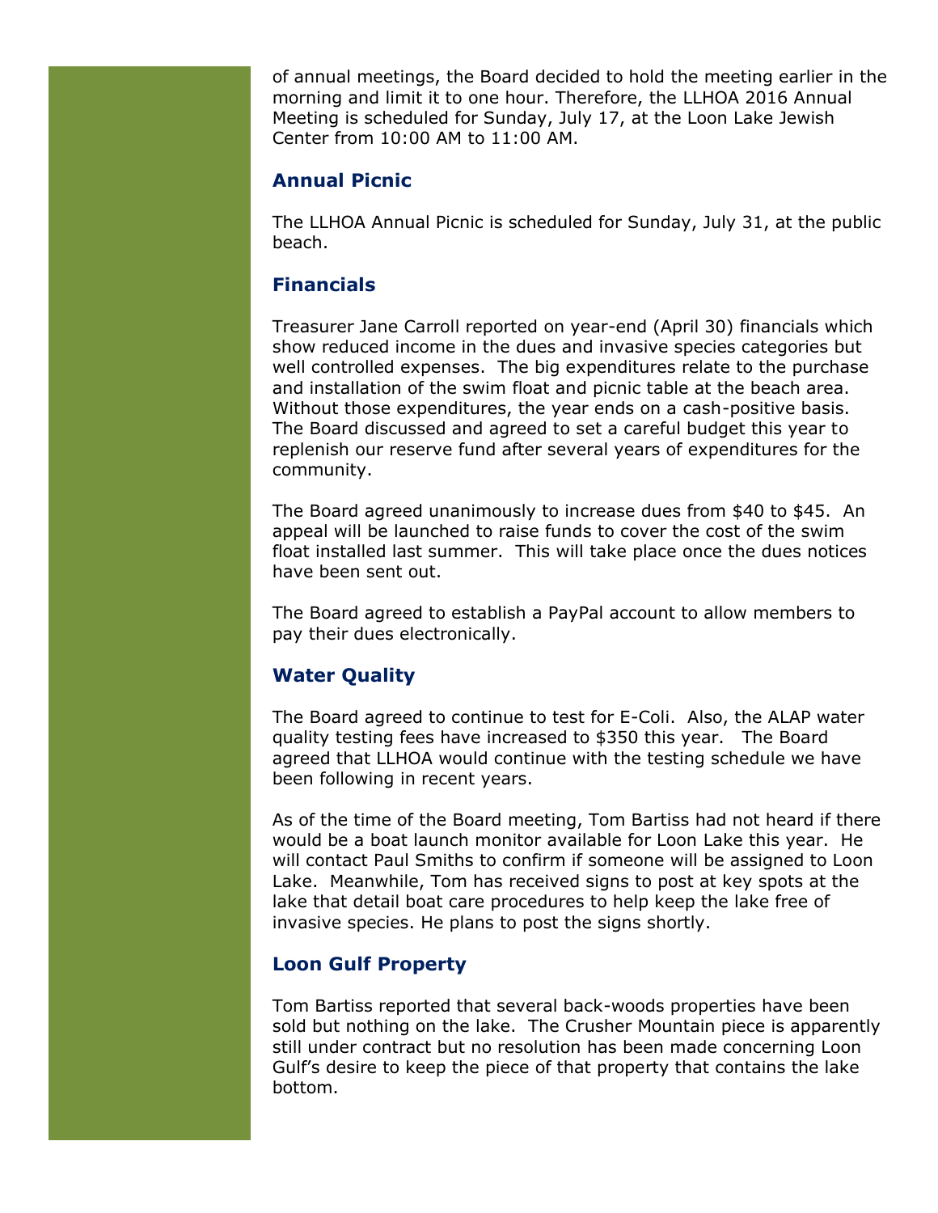of annual meetings, the Board decided to hold the meeting earlier in the morning and limit it to one hour. Therefore, the LLHOA 2016 Annual Meeting is scheduled for Sunday, July 17, at the Loon Lake Jewish Center from 10:00 AM to 11:00 AM.

### Annual Picnic

The LLHOA Annual Picnic is scheduled for Sunday, July 31, at the public beach.

### Financials

Treasurer Jane Carroll reported on year-end (April 30) financials which show reduced income in the dues and invasive species categories but well controlled expenses. The big expenditures relate to the purchase and installation of the swim float and picnic table at the beach area. Without those expenditures, the year ends on a cash-positive basis. The Board discussed and agreed to set a careful budget this year to replenish our reserve fund after several years of expenditures for the community.

The Board agreed unanimously to increase dues from $40 to $45. An appeal will be launched to raise funds to cover the cost of the swim float installed last summer. This will take place once the dues notices have been sent out.

The Board agreed to establish a PayPal account to allow members to pay their dues electronically.

### Water Quality

The Board agreed to continue to test for E-Coli. Also, the ALAP water quality testing fees have increased to $350 this year. The Board agreed that LLHOA would continue with the testing schedule we have been following in recent years.

As of the time of the Board meeting, Tom Bartiss had not heard if there would be a boat launch monitor available for Loon Lake this year. He will contact Paul Smiths to confirm if someone will be assigned to Loon Lake. Meanwhile, Tom has received signs to post at key spots at the lake that detail boat care procedures to help keep the lake free of invasive species. He plans to post the signs shortly.

### Loon Gulf Property

Tom Bartiss reported that several back-woods properties have been sold but nothing on the lake. The Crusher Mountain piece is apparently still under contract but no resolution has been made concerning Loon Gulf's desire to keep the piece of that property that contains the lake bottom.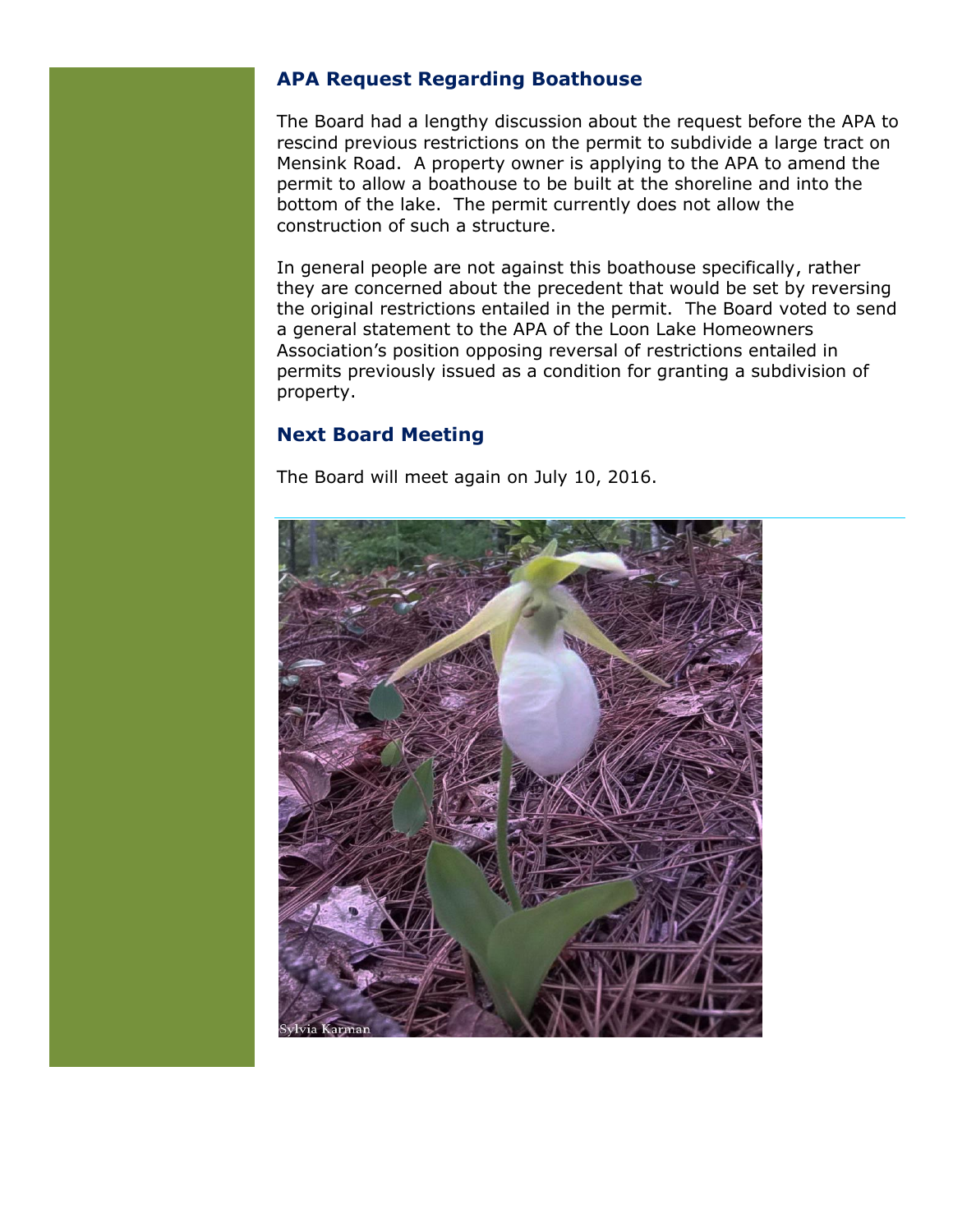## APA Request Regarding Boathouse

The Board had a lengthy discussion about the request before the APA to rescind previous restrictions on the permit to subdivide a large tract on Mensink Road. A property owner is applying to the APA to amend the permit to allow a boathouse to be built at the shoreline and into the bottom of the lake. The permit currently does not allow the construction of such a structure.

In general people are not against this boathouse specifically, rather they are concerned about the precedent that would be set by reversing the original restrictions entailed in the permit. The Board voted to send a general statement to the APA of the Loon Lake Homeowners Association's position opposing reversal of restrictions entailed in permits previously issued as a condition for granting a subdivision of property.

## Next Board Meeting

The Board will meet again on July 10, 2016.

Sylvia Karman